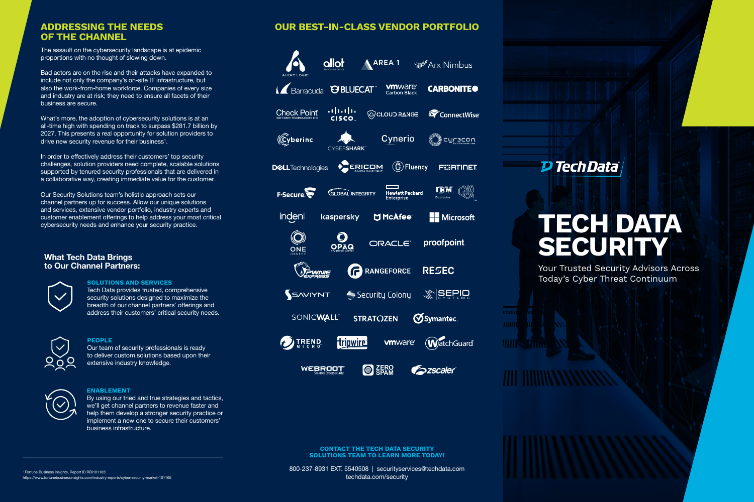## ADDRESSING THE NEEDS OF THE CHANNEL

The assault on the cybersecurity landscape is at epidemic proportions with no thought of slowing down.

Bad actors are on the rise and their attacks have expanded to include not only the company's on-site IT infrastructure, but also the work-from-home workforce. Companies of every size and industry are at risk; they need to ensure all facets of their business are secure.

What's more, the adoption of cybersecurity solutions is at an all-time high with spending on track to surpass $281.7 billion by 2027. This presents a real opportunity for solution providers to drive new security revenue for their business[1].

In order to effectively address their customers' top security challenges, solution providers need complete, scalable solutions supported by tenured security professionals that are delivered in a collaborative way, creating immediate value for the customer.

Our Security Solutions team's holistic approach sets our channel partners up for success. Allow our unique solutions and services, extensive vendor portfolio, industry experts and customer enablement offerings to help address your most critical cybersecurity needs and enhance your security practice.

### What Tech Data Brings to Our Channel Partners:

**SOLUTIONS AND SERVICES**
Tech Data provides trusted, comprehensive security solutions designed to maximize the breadth of our channel partners' offerings and address their customers' critical security needs.

**PEOPLE**
Our team of security professionals is ready to deliver custom solutions based upon their extensive industry knowledge.

**ENABLEMENT**
By using our tried and true strategies and tactics, we'll get channel partners to revenue faster and help them develop a stronger security practice or implement a new one to secure their customers' business infrastructure.

[1] Fortune Business Insights, Report ID RBI101165: https://www.fortunebusinessinsights.com/industry-reports/cyber-security-market-101165

## OUR BEST-IN-CLASS VENDOR PORTFOLIO

Alert Logic, allot, Area 1, Arx Nimbus, Barracuda, BlueCat, VMware Carbon Black, Carbonite, Check Point, Cisco, Cloud Range, ConnectWise, Cyberinc, CyberShark, Cynerio, Cyracon, Dell Technologies, Ericom, Fluency, Fortinet, F-Secure, Global Integrity, Hewlett Packard Enterprise, IBM Distributor, indeni, kaspersky, McAfee, Microsoft, One Identity, OPAQ, Oracle, proofpoint, Pwnie Express, RangeForce, RESEC, Saviynt, Security Colony, Sepio Systems, SonicWall, Stratozen, Symantec, Trend Micro, tripwire, vmware, WatchGuard, Webroot, Zero Spam, zscaler

**CONTACT THE TECH DATA SECURITY SOLUTIONS TEAM TO LEARN MORE TODAY!**

800-237-8931 EXT. 5540508 | securityservices@techdata.com
techdata.com/security

Tech Data

# TECH DATA SECURITY

Your Trusted Security Advisors Across Today's Cyber Threat Continuum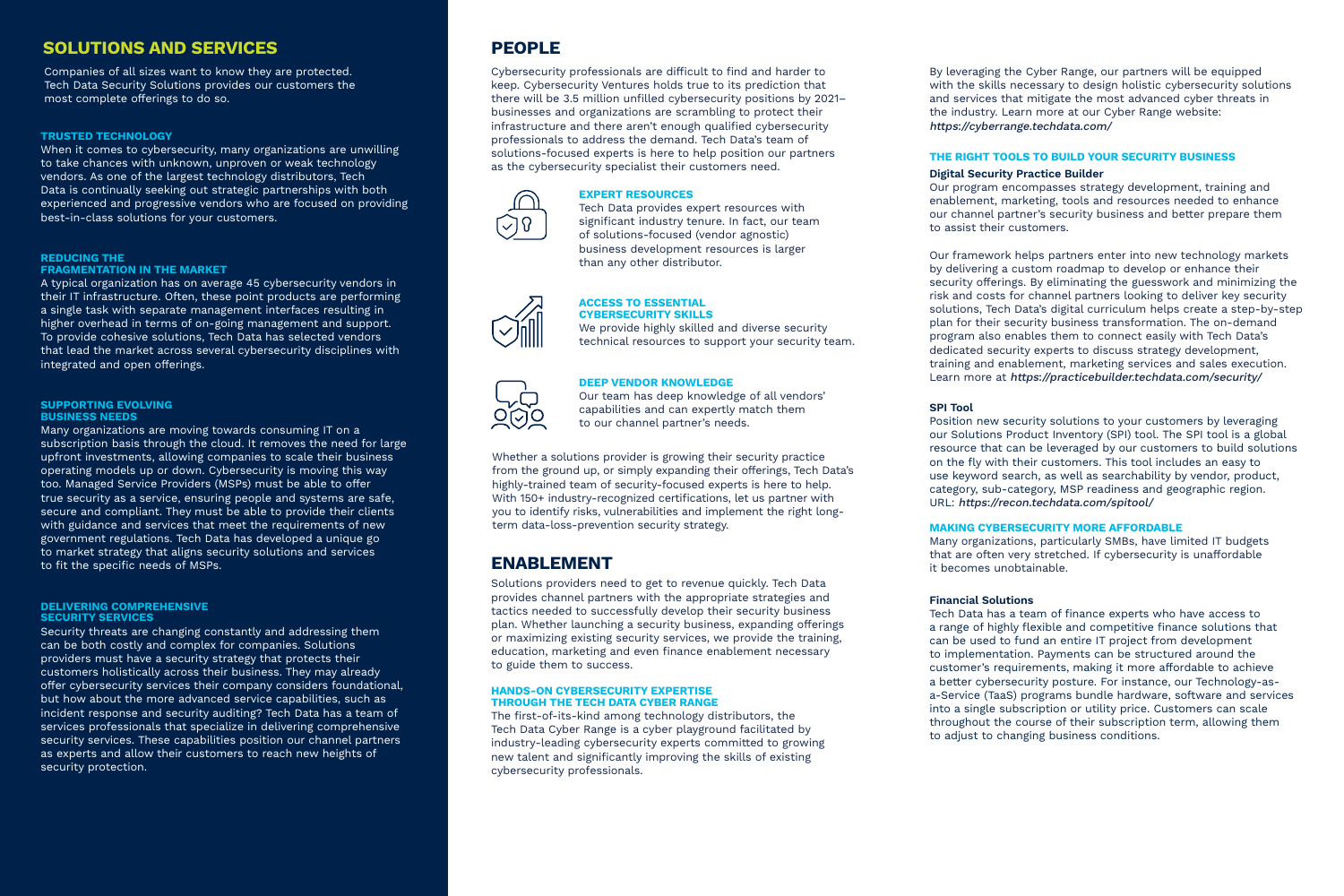## SOLUTIONS AND SERVICES

Companies of all sizes want to know they are protected. Tech Data Security Solutions provides our customers the most complete offerings to do so.

### TRUSTED TECHNOLOGY

When it comes to cybersecurity, many organizations are unwilling to take chances with unknown, unproven or weak technology vendors. As one of the largest technology distributors, Tech Data is continually seeking out strategic partnerships with both experienced and progressive vendors who are focused on providing best-in-class solutions for your customers.

### REDUCING THE FRAGMENTATION IN THE MARKET

A typical organization has on average 45 cybersecurity vendors in their IT infrastructure. Often, these point products are performing a single task with separate management interfaces resulting in higher overhead in terms of on-going management and support. To provide cohesive solutions, Tech Data has selected vendors that lead the market across several cybersecurity disciplines with integrated and open offerings.

### SUPPORTING EVOLVING BUSINESS NEEDS

Many organizations are moving towards consuming IT on a subscription basis through the cloud. It removes the need for large upfront investments, allowing companies to scale their business operating models up or down. Cybersecurity is moving this way too. Managed Service Providers (MSPs) must be able to offer true security as a service, ensuring people and systems are safe, secure and compliant. They must be able to provide their clients with guidance and services that meet the requirements of new government regulations. Tech Data has developed a unique go to market strategy that aligns security solutions and services to fit the specific needs of MSPs.

### DELIVERING COMPREHENSIVE SECURITY SERVICES

Security threats are changing constantly and addressing them can be both costly and complex for companies. Solutions providers must have a security strategy that protects their customers holistically across their business. They may already offer cybersecurity services their company considers foundational, but how about the more advanced service capabilities, such as incident response and security auditing? Tech Data has a team of services professionals that specialize in delivering comprehensive security services. These capabilities position our channel partners as experts and allow their customers to reach new heights of security protection.

## PEOPLE

Cybersecurity professionals are difficult to find and harder to keep. Cybersecurity Ventures holds true to its prediction that there will be 3.5 million unfilled cybersecurity positions by 2021– businesses and organizations are scrambling to protect their infrastructure and there aren't enough qualified cybersecurity professionals to address the demand. Tech Data's team of solutions-focused experts is here to help position our partners as the cybersecurity specialist their customers need.

### EXPERT RESOURCES

Tech Data provides expert resources with significant industry tenure. In fact, our team of solutions-focused (vendor agnostic) business development resources is larger than any other distributor.

### ACCESS TO ESSENTIAL CYBERSECURITY SKILLS

We provide highly skilled and diverse security technical resources to support your security team.

### DEEP VENDOR KNOWLEDGE

Our team has deep knowledge of all vendors' capabilities and can expertly match them to our channel partner's needs.

Whether a solutions provider is growing their security practice from the ground up, or simply expanding their offerings, Tech Data's highly-trained team of security-focused experts is here to help. With 150+ industry-recognized certifications, let us partner with you to identify risks, vulnerabilities and implement the right long-term data-loss-prevention security strategy.

## ENABLEMENT

Solutions providers need to get to revenue quickly. Tech Data provides channel partners with the appropriate strategies and tactics needed to successfully develop their security business plan. Whether launching a security business, expanding offerings or maximizing existing security services, we provide the training, education, marketing and even finance enablement necessary to guide them to success.

### HANDS-ON CYBERSECURITY EXPERTISE THROUGH THE TECH DATA CYBER RANGE

The first-of-its-kind among technology distributors, the Tech Data Cyber Range is a cyber playground facilitated by industry-leading cybersecurity experts committed to growing new talent and significantly improving the skills of existing cybersecurity professionals.

By leveraging the Cyber Range, our partners will be equipped with the skills necessary to design holistic cybersecurity solutions and services that mitigate the most advanced cyber threats in the industry. Learn more at our Cyber Range website: *https://cyberrange.techdata.com/*

### THE RIGHT TOOLS TO BUILD YOUR SECURITY BUSINESS

**Digital Security Practice Builder**

Our program encompasses strategy development, training and enablement, marketing, tools and resources needed to enhance our channel partner's security business and better prepare them to assist their customers.

Our framework helps partners enter into new technology markets by delivering a custom roadmap to develop or enhance their security offerings. By eliminating the guesswork and minimizing the risk and costs for channel partners looking to deliver key security solutions, Tech Data's digital curriculum helps create a step-by-step plan for their security business transformation. The on-demand program also enables them to connect easily with Tech Data's dedicated security experts to discuss strategy development, training and enablement, marketing services and sales execution. Learn more at *https://practicebuilder.techdata.com/security/*

**SPI Tool**

Position new security solutions to your customers by leveraging our Solutions Product Inventory (SPI) tool. The SPI tool is a global resource that can be leveraged by our customers to build solutions on the fly with their customers. This tool includes an easy to use keyword search, as well as searchability by vendor, product, category, sub-category, MSP readiness and geographic region. URL: *https://recon.techdata.com/spitool/*

### MAKING CYBERSECURITY MORE AFFORDABLE

Many organizations, particularly SMBs, have limited IT budgets that are often very stretched. If cybersecurity is unaffordable it becomes unobtainable.

**Financial Solutions**

Tech Data has a team of finance experts who have access to a range of highly flexible and competitive finance solutions that can be used to fund an entire IT project from development to implementation. Payments can be structured around the customer's requirements, making it more affordable to achieve a better cybersecurity posture. For instance, our Technology-as-a-Service (TaaS) programs bundle hardware, software and services into a single subscription or utility price. Customers can scale throughout the course of their subscription term, allowing them to adjust to changing business conditions.